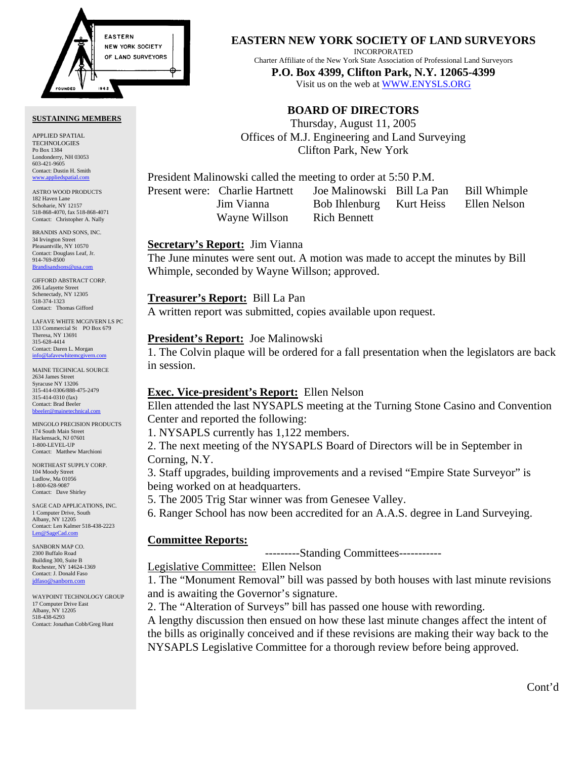# EASTERN NEW YORK SOCIETY OF LAND SURVEYORS

INCORPORATED

Charter Affiliate of the New York State Association of Professional Land Surveyors

**P.O. Box 4399, Clifton Park, N.Y. 12065-4399**

Visit us on the web at WWW.ENYSLS.ORG

## BOARD OF DIRECTORS

Thursday, August 11, 2005

Offices of M.J. Engineering and Land Surveying

Clifton Park, New York

President Malinowski called the meeting to order at 5:50 P.M.

| Present were: | Charlie Hartnett | Joe Malinowski | Bill La Pan | Bill Whimple |
|---|---|---|---|---|
| | Jim Vianna | Bob Ihlenburg | Kurt Heiss | Ellen Nelson |
| | Wayne Willson | Rich Bennett | | |

**Secretary's Report:** Jim Vianna

The June minutes were sent out. A motion was made to accept the minutes by Bill Whimple, seconded by Wayne Willson; approved.

**Treasurer's Report:** Bill La Pan

A written report was submitted, copies available upon request.

**President's Report:** Joe Malinowski

1. The Colvin plaque will be ordered for a fall presentation when the legislators are back in session.

**Exec. Vice-president's Report:** Ellen Nelson

Ellen attended the last NYSAPLS meeting at the Turning Stone Casino and Convention Center and reported the following:

1. NYSAPLS currently has 1,122 members.
2. The next meeting of the NYSAPLS Board of Directors will be in September in Corning, N.Y.
3. Staff upgrades, building improvements and a revised "Empire State Surveyor" is being worked on at headquarters.
5. The 2005 Trig Star winner was from Genesee Valley.
6. Ranger School has now been accredited for an A.A.S. degree in Land Surveying.

**Committee Reports:**

---------Standing Committees-----------

Legislative Committee: Ellen Nelson

1. The "Monument Removal" bill was passed by both houses with last minute revisions and is awaiting the Governor's signature.
2. The "Alteration of Surveys" bill has passed one house with rewording.

A lengthy discussion then ensued on how these last minute changes affect the intent of the bills as originally conceived and if these revisions are making their way back to the NYSAPLS Legislative Committee for a thorough review before being approved.

Cont'd

**SUSTAINING MEMBERS**

APPLIED SPATIAL TECHNOLOGIES
Po Box 1384
Londonderry, NH 03053
603-421-9605
Contact: Dustin H. Smith
www.appliedspatial.com

ASTRO WOOD PRODUCTS
182 Haven Lane
Schoharie, NY 12157
518-868-4070, fax 518-868-4071
Contact: Christopher A. Nally

BRANDIS AND SONS, INC.
34 Irvington Street
Pleasantville, NY 10570
Contact: Douglass Leaf, Jr.
914-769-8500
Brandisandsons@usa.com

GIFFORD ABSTRACT CORP.
206 Lafayette Street
Schenectady, NY 12305
518-374-1323
Contact: Thomas Gifford

LAFAVE WHITE MCGIVERN LS PC
133 Commercial St PO Box 679
Theresa, NY 13691
315-628-4414
Contact: Daren L. Morgan
info@lafavewhitemcgivern.com

MAINE TECHNICAL SOURCE
2634 James Street
Syracuse NY 13206
315-414-0306/888-475-2479
315-414-0310 (fax)
Contact: Brad Beeler
bbeeler@mainetechnical.com

MINGOLO PRECISION PRODUCTS
174 South Main Street
Hackensack, NJ 07601
1-800-LEVEL-UP
Contact: Matthew Marchioni

NORTHEAST SUPPLY CORP.
104 Moody Street
Ludlow, Ma 01056
1-800-628-9087
Contact: Dave Shirley

SAGE CAD APPLICATIONS, INC.
1 Computer Drive, South
Albany, NY 12205
Contact: Len Kalmer 518-438-2223
Len@SageCad.com

SANBORN MAP CO.
2300 Buffalo Road
Building 300, Suite B
Rochester, NY 14624-1369
Contact: J. Donald Faso
jdfaso@sanborn.com

WAYPOINT TECHNOLOGY GROUP
17 Computer Drive East
Albany, NY 12205
518-438-6293
Contact: Jonathan Cobb/Greg Hunt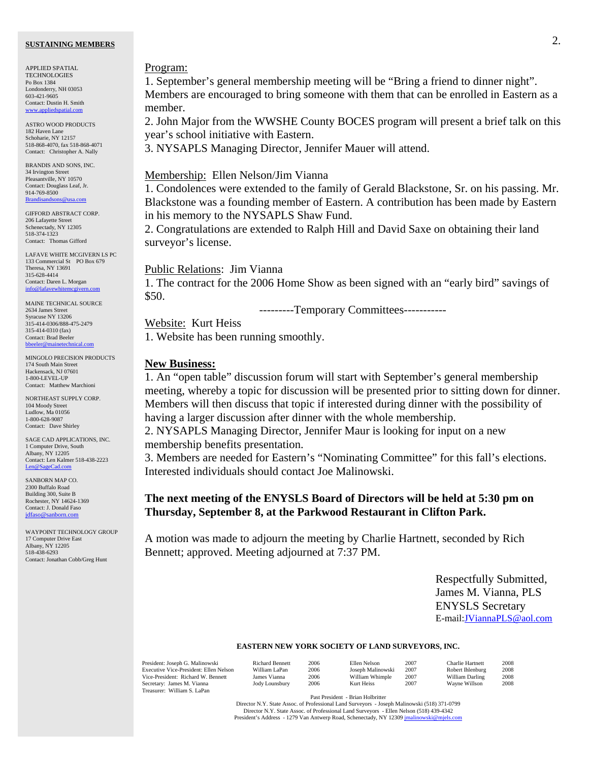## SUSTAINING MEMBERS

APPLIED SPATIAL TECHNOLOGIES
Po Box 1384
Londonderry, NH 03053
603-421-9605
Contact: Dustin H. Smith
www.appliedspatial.com

ASTRO WOOD PRODUCTS
182 Haven Lane
Schoharie, NY 12157
518-868-4070, fax 518-868-4071
Contact: Christopher A. Nally

BRANDIS AND SONS, INC.
34 Irvington Street
Pleasantville, NY 10570
Contact: Douglass Leaf, Jr.
914-769-8500
Brandisandsons@usa.com

GIFFORD ABSTRACT CORP.
206 Lafayette Street
Schenectady, NY 12305
518-374-1323
Contact: Thomas Gifford

LAFAVE WHITE MCGIVERN LS PC
133 Commercial St PO Box 679
Theresa, NY 13691
315-628-4414
Contact: Daren L. Morgan
info@lafavewhitemcgivern.com

MAINE TECHNICAL SOURCE
2634 James Street
Syracuse NY 13206
315-414-0306/888-475-2479
315-414-0310 (fax)
Contact: Brad Beeler
bbeeler@mainetechnical.com

MINGOLO PRECISION PRODUCTS
174 South Main Street
Hackensack, NJ 07601
1-800-LEVEL-UP
Contact: Matthew Marchioni

NORTHEAST SUPPLY CORP.
104 Moody Street
Ludlow, Ma 01056
1-800-628-9087
Contact: Dave Shirley

SAGE CAD APPLICATIONS, INC.
1 Computer Drive, South
Albany, NY 12205
Contact: Len Kalmer 518-438-2223
Len@SageCad.com

SANBORN MAP CO.
2300 Buffalo Road
Building 300, Suite B
Rochester, NY 14624-1369
Contact: J. Donald Faso
jdfaso@sanborn.com

WAYPOINT TECHNOLOGY GROUP
17 Computer Drive East
Albany, NY 12205
518-438-6293
Contact: Jonathan Cobb/Greg Hunt

Program:

1. September's general membership meeting will be "Bring a friend to dinner night". Members are encouraged to bring someone with them that can be enrolled in Eastern as a member.
2. John Major from the WWSHE County BOCES program will present a brief talk on this year's school initiative with Eastern.
3. NYSAPLS Managing Director, Jennifer Mauer will attend.

Membership: Ellen Nelson/Jim Vianna

1. Condolences were extended to the family of Gerald Blackstone, Sr. on his passing. Mr. Blackstone was a founding member of Eastern. A contribution has been made by Eastern in his memory to the NYSAPLS Shaw Fund.
2. Congratulations are extended to Ralph Hill and David Saxe on obtaining their land surveyor's license.

Public Relations: Jim Vianna

1. The contract for the 2006 Home Show as been signed with an "early bird" savings of $50.

---------Temporary Committees-----------

Website: Kurt Heiss

1. Website has been running smoothly.

**New Business:**

1. An "open table" discussion forum will start with September's general membership meeting, whereby a topic for discussion will be presented prior to sitting down for dinner. Members will then discuss that topic if interested during dinner with the possibility of having a larger discussion after dinner with the whole membership.
2. NYSAPLS Managing Director, Jennifer Maur is looking for input on a new membership benefits presentation.
3. Members are needed for Eastern's "Nominating Committee" for this fall's elections. Interested individuals should contact Joe Malinowski.

**The next meeting of the ENYSLS Board of Directors will be held at 5:30 pm on Thursday, September 8, at the Parkwood Restaurant in Clifton Park.**

A motion was made to adjourn the meeting by Charlie Hartnett, seconded by Rich Bennett; approved. Meeting adjourned at 7:37 PM.

Respectfully Submitted,
James M. Vianna, PLS
ENYSLS Secretary
E-mail:JViannaPLS@aol.com

**EASTERN NEW YORK SOCIETY OF LAND SURVEYORS, INC.**

| | | | | | | | |
|---|---|---|---|---|---|---|---|
| President: Joseph G. Malinowski | Richard Bennett | 2006 | Ellen Nelson | 2007 | Charlie Hartnett | 2008 |
| Executive Vice-President: Ellen Nelson | William LaPan | 2006 | Joseph Malinowski | 2007 | Robert Ihlenburg | 2008 |
| Vice-President: Richard W. Bennett | James Vianna | 2006 | William Whimple | 2007 | William Darling | 2008 |
| Secretary: James M. Vianna | Jody Lounsbury | 2006 | Kurt Heiss | 2007 | Wayne Willson | 2008 |
| Treasurer: William S. LaPan | | | | | | |

Past President - Brian Holbritter
Director N.Y. State Assoc. of Professional Land Surveyors - Joseph Malinowski (518) 371-0799
Director N.Y. State Assoc. of Professional Land Surveyors - Ellen Nelson (518) 439-4342
President's Address - 1279 Van Antwerp Road, Schenectady, NY 12309 jmalinowski@mjels.com